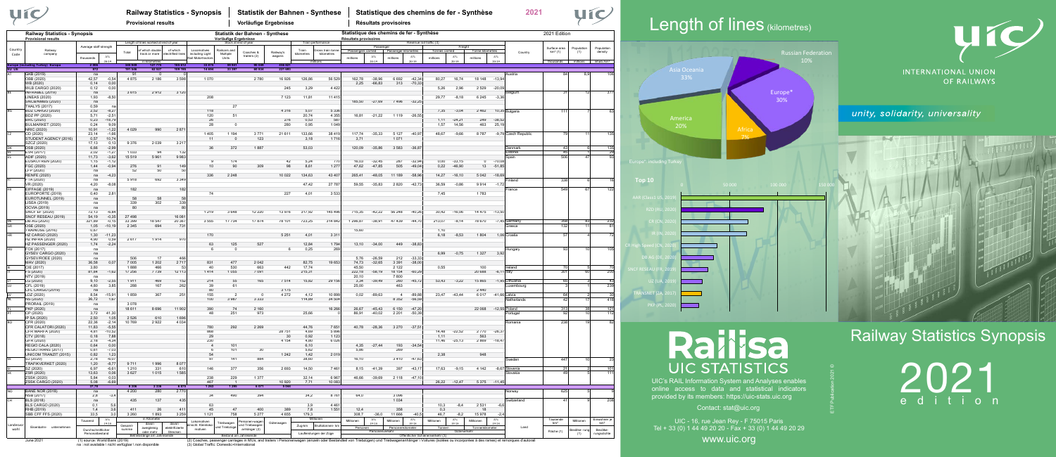# Railway Statistics - Synopsis | Statistik der Bahnen - Synthese | Statistique des chemins de fer - Synthèse — 2021

Provisional results | Vorläufige Ergebnisse | Résultats provisoires

2021 Edition

| Country Code | Railway company | Average staff strength | | Length of lines worked at end of year | | | Rolling stock at end of year | | | | Train performance | | Passenger | | | | Freight | | | | Country | Surface area km² (1) | Population (1) | Population density |
|---|---|---|---|---|---|---|---|---|---|---|---|---|---|---|---|---|---|---|---|---|---|---|---|---|
| | | thousands | Δ% 2019 | Total | of which double track or more | of which electrified lines | Locomotives including Light Rail Motorcoaches | Railcars and Multiple Units | Coaches & trailers (2) | Railway's wagons | Train kilometres | Gross train tonne kilometres | Passengers carried millions | Δ% 2019 | Passenger kilometres millions | Δ% 2019 | Tonnes carried millions | Δ% 2019 | Tonne kilometres millions | Δ% 2019 | | thousands | millions | inhab./km² |
| | | | | in kilometres | | | | | | | millions | | | | | | | | | | | | | |
| | Europe (including Turkey) Europe | 2 366 | | 338 938 | 137 775 | 183 012 | 23 075 | 45 847 | 86 558 | 806 047 | | | | | | | | | | | | | | |
| EU 28 | | 816 | | 197 548 | 82 527 | 109 168 | 14 666 | 27 297 | 60 624 | 237 681 | | | | | | | | | | | | | | |
| AT | GKB (2019) | na | | 91 | 0 | 0 | | | | | | | | | | | | | | | Austria | 84 | 8,9 | 106 |
| | ÖBB (2020) | 42,57 | -0,54 | 4 875 | 2 186 | 3 596 | 1 070 | | 2 780 | 16 926 | 126,86 | 58 529 | 162,78 | -38,96 | 6 692 | -42,34 | 80,27 | 16,74 | 18 148 | -13,94 | | | | |
| | WB (2020) | 0,14 | 0,00 | | | | | | | | | | 2,25 | -66,83 | 313 | -70,33 | | | | | | | | |
| | WLB CARGO (2020) | 0,12 | 0,00 | | | | | | | 245 | 3,29 | 4 422 | | | | | 5,26 | 2,96 | 2 529 | -20,09 | | | | |
| BE | INFRABEL (2019) | na | | 3 615 | 2 912 | 3 120 | | | | | | | | | | | | | | | Belgium | 31 | 12 | 377 |
| | LINEAS (2020) | 1,93 | -8,50 | | | | 208 | | | 7 123 | 11,81 | 11 415 | | | | | 29,77 | -8,18 | 6 245 | -3,36 | | | | |
| | SNCB/NMBS (2020) | na | | | | | | | | | | | 185,50 | -27,69 | 7 496 | -32,29 | | | | | | | | |
| | THALYS (2017) | 0,59 | na | | | | | 27 | | | | | | | | | | | | | | | | |
| BG | BDZ CARGO (2020) | 2,52 | -8,27 | | | | 118 | | | 4 318 | 5,07 | 5 336 | | | | | 7,35 | -3,04 | 2 462 | 10,45 | Bulgaria | 111 | 7 | 63 |
| | BDZ PP (2020) | 5,71 | -2,51 | | | | 120 | 51 | | | 20,74 | 4 355 | 16,81 | -21,22 | 1 119 | -26,55 | | | | | | | | |
| | BRC (2020) | 0,53 | -18,79 | | | | 26 | | | 276 | 0,53 | 667 | | | | | 1,11 | -24,21 | 249 | -38,52 | | | | |
| | BULMARKET (2020) | 0,24 | 9,09 | | | | 28 | 0 | | 260 | 0,95 | 1 049 | | | | | 1,57 | 14,56 | 463 | 25,19 | | | | |
| | NRIC (2020) | 10,91 | -1,22 | 4 029 | 990 | 2 871 | | | | | | | | | | | | | | | | | | |
| CZ | CD (2020) | 23,14 | -1,66 | | | | 1 405 | 1 194 | 3 771 | 21 611 | 133,66 | 38 419 | 117,74 | -35,33 | 5 127 | -40,97 | 48,67 | -9,66 | 8 787 | -9,79 | Czech Republic | 79 | 11 | 136 |
| | STUDENT AGENCY (2016) | 0,57 | 10,74 | | | | 11 | 0 | 123 | | 3,18 | 1 716 | 3,71 | | 1 071 | | | | | | | | | |
| | SZCZ (2020) | 17,13 | 0,13 | 9 376 | 2 039 | 3 217 | | | | | | | | | | | | | | | | | | |
| DK | DSB (2020) | 6,66 | -2,96 | | | | 36 | 372 | 1 887 | | 53,03 | | 120,09 | -35,86 | 3 583 | -36,87 | | | | | Denmark | 43 | 6 | 135 |
| EE | EVR (2017) | 2,02 | -1,57 | 1 033 | 94 | 132 | | | | | | | | | | | | | | | Estonia | 45 | 1 | 29 |
| ES | ADIF (2020) | 11,73 | -3,62 | 15 519 | 5 961 | 9 963 | | | | | | | | | | | | | | | Spain | 506 | 47 | 93 |
| | EUSKOTREN (2020) | 1,15 | -1,12 | | | | 9 | 174 | | 42 | 5,24 | 770 | 16,03 | -32,45 | 287 | -32,94 | 0,00 | -33,15 | 0 | -70,08 | | | | |
| | FGC (2020) | 1,44 | -0,64 | 276 | 91 | 149 | 10 | 90 | 309 | 96 | 8,61 | 1 277 | 47,62 | -47,85 | 505 | -49,04 | 0,22 | -46,90 | 13 | -51,85 | | | | |
| | FFP (2020) | na | | 52 | 50 | 50 | | | | | | | | | | | | | | | | | | |
| | RENFE (2020) | na | -4,23 | | | | 336 | 2 248 | | 10 022 | 134,63 | 43 407 | 265,41 | -48,05 | 11 189 | -58,96 | 14,27 | -16,10 | 5 042 | -18,69 | | | | |
| FI | FTA (2020) | na | | 5 918 | 692 | 3 349 | | | | | | | | | | | | | | | Finland | 338 | 6 | 16 |
| | VR (2020) | -4,20 | -8,08 | | | | | | | | 47,42 | 27 787 | 59,55 | -35,83 | 2 820 | -42,73 | 36,59 | -0,86 | 9 914 | -1,72 | | | | |
| FR | EIFFAGE (2019) | na | | 182 | | 182 | | | | | | | | | | | | | | | France | 549 | 67 | 122 |
| | EUROPORTE (2019) | 0,40 | 2,81 | | | | 74 | | | 227 | 4,01 | 3 533 | | | | | 7,45 | | 1 783 | | | | | |
| | EUROTUNNEL (2019) | na | | 58 | 58 | 58 | | | | | | | | | | | | | | | | | | |
| | LISEA (2019) | na | | 339 | 302 | 339 | | | | | | | | | | | | | | | | | | |
| | OCVIA (2019) | na | | 80 | | 80 | | | | | | | | | | | | | | | | | | |
| | SNCF SA (2019) | 72,13 | -4,84 | | | | 1 219 | 3 648 | 12 220 | 13 976 | 317,92 | 145 496 | 715,35 | -42,22 | 56 248 | -40,26 | 20,42 | -16,06 | 14 475 | -13,50 | | | | |
| | SNCF RESEAU (2019) | 54,19 | -0,35 | 27 498 | | 16 081 | | | | | | | | | | | | | | | | | | |
| DE | DB AG (2020) | 321,89 | 12,15 | 33 399 | 18 047 | 20 367 | 3 555 | 17 734 | 17 874 | 78 101 | 723,25 | 214 692 | 1 298,81 | -38,01 | 47 439 | -44,70 | 213,07 | -6,14 | 18 670 | -7,46 | Germany | 358 | 83 | 232 |
| GR | OSE (2020) | 1,05 | -10,19 | 2 345 | 694 | 731 | | | | | | | | | | | | | | | Greece | 132 | 11 | 81 |
| | TRAINOSE (2016) | 0,67 | | | | | | | | | | | 15,60 | | | | 1,10 | | | | | | | |
| HR | HZ CARGO (2020) | 1,30 | -11,23 | | | | 170 | | | 5 251 | 4,01 | 3 311 | | | | | 6,18 | -8,53 | 1 804 | 1,06 | Croatia | 57 | 4 | 72 |
| | HZ INFRA (2020) | 4,40 | 0,59 | 2 617 | 1 914 | 970 | | | | | | | | | | | | | | | | | | |
| | HZ PASSENGER (2020) | 1,74 | -2,24 | | | | 63 | 125 | 527 | | 12,84 | 1 794 | 13,10 | -34,00 | 449 | -38,83 | | | | | | | | |
| HU | FOX (2017) | na | | | | | 6 | 0 | | 6 | 0,25 | 269 | | | | | | | | | Hungary | 93 | 10 | 105 |
| | GYSEV CARGO (2020) | na | | | | | | | | | | | | | | | 8,99 | -0,75 | 1 327 | 3,90 | | | | |
| | GYSEV/RÖEE (2020) | na | | 506 | 17 | 466 | | | | | | | | | | | | | | | | | | |
| | MAV (2020) | 36,58 | 0,07 | 7 005 | 1 202 | 2 717 | 631 | 477 | 2 042 | | 82,75 | 19 653 | 74,73 | -32,65 | 3 391 | -38,00 | | | | | | | | |
| IE | CIE (2017) | 3,80 | | 1 888 | 466 | 53 | 40 | 530 | 663 | 442 | 17,74 | | 45,50 | | 2 122 | | 0,55 | | 100 | | Ireland | 70 | 5 | 70 |
| IT | FS (2020) | 81,94 | 1,62 | 17 256 | 7 739 | 12 113 | 1 414 | 1 035 | 7 091 | | 235,01 | | 222,16 | -56,19 | 18 134 | -60,29 | | | 20 688 | -6,17 | Italy | 301 | 60 | 205 |
| | NTV (2019) | na | | | | | | | | | | | 20,10 | | 7 800 | | | | | | | | | |
| LT | LG (2020) | 9,10 | -2,55 | 1 911 | 469 | 152 | 214 | 55 | 165 | 7 514 | 15,82 | 29 156 | 3,34 | -39,49 | 240 | -45,12 | 52,43 | -3,22 | 15 865 | -1,46 | Lithuania | 65 | 3 | 43 |
| LU | CFL (2019) | 4,60 | 3,85 | 288 | 167 | 262 | 39 | 61 | | | | | 25,00 | | 463 | | | | | | Luxembourg | 3 | 1 | 239 |
| | CFL CARGO (2019) | na | | | | | 80 | | | 3 175 | | | | | | | | | 2 440 | | | | | |
| LV | LDZ (2020) | 8,54 | -15,91 | 1 859 | 367 | 251 | 155 | 3 | 0 | 4 272 | 4,12 | 10 899 | 0,02 | -89,63 | 4 | -88,88 | 23,47 | -43,44 | 6 017 | -41,66 | Latvia | 64 | 2 | 30 |
| NL | NS (2020) | 36,72 | 1,67 | | | | 100 | 2 987 | 3 333 | | 114,89 | 24 504 | | | 8 352 | -56,59 | | | | | Netherlands | 42 | 17 | 418 |
| | PRORAIL (2019) | na | | 3 078 | | | | | | | | | | | | | | | | | | | | |
| PL | PKP (2020) | na | | 18 611 | 8 696 | 11 902 | 390 | 74 | 2 160 | | | 16 266 | 26,67 | -45,43 | 6 150 | -47,20 | | | 22 068 | -12,58 | Poland | 313 | 38 | 123 |
| PT | CP (2020) | 3,72 | 41,30 | | | | 46 | 251 | 973 | | 25,66 | | 86,91 | -40,02 | 2 201 | -50,39 | | | | | Portugal | 92 | 10 | 112 |
| | IP SA (2020) | 2,50 | 1,05 | 2 526 | 610 | 1 696 | | | | | | | | | | | | | | | | | | |
| RO | CFR (2020) | 22,36 | -2,14 | 10 769 | 2 922 | 4 034 | | | | | | | | | | | | | | | Romania | 238 | 19 | 82 |
| | CFR CALATORI (2020) | 11,63 | -5,55 | | | | 780 | 293 | 2 269 | | 44,76 | 7 651 | 40,78 | -28,36 | 3 270 | -37,51 | | | | | | | | |
| | CFR MARFA (2020) | 4,61 | -10,52 | | | | 668 | | | 28 751 | 4,80 | 5 846 | | | | | 14,48 | -22,52 | 2 770 | -26,37 | | | | |
| | CTV (2018) | 0,18 | 7,88 | | | | 29 | | | 30 | 0,92 | 1 123 | | | | | 1,11 | | 563 | | | | | |
| | GFR (2020) | 2,18 | 4,34 | | | | 230 | | | 4 154 | 4,80 | 6 026 | | | | | 11,46 | -25,13 | 2 899 | -16,47 | | | | |
| | REGIO CALA (2020) | 0,64 | 0,00 | | | | 4 | 101 | | | 6,10 | | 4,25 | -27,44 | 193 | -34,54 | | | | | | | | |
| | REGIOTRANS (2017) | 0,61 | 7,03 | | | | 6 | 101 | 30 | | 5,62 | | 5,80 | | 209 | | | | | | | | | |
| | UNICOM TRANZIT (2015) | 0,82 | 1,23 | | | | 54 | | | 1 242 | 1,42 | 2 019 | | | | | 2,38 | | 948 | | | | | |
| SE | SJ (2020) | 2,78 | -6,07 | | | | 97 | 141 | 884 | | 38,67 | | 16,10 | | 3 410 | -47,63 | | | | | Sweden | 447 | 10 | 23 |
| | TRAFIKVERKET (2020) | 1,20 | -8,77 | 9 711 | 1 996 | 8 077 | | | | | | | | | | | | | | | | | | |
| SI | SZ (2020) | 6,97 | -6,61 | 1 210 | 331 | 610 | 146 | 377 | 356 | 2 693 | 14,50 | 7 461 | 8,15 | -41,39 | 397 | -43,17 | 17,63 | -9,15 | 4 142 | -8,67 | Slovenia | 21 | 2 | 101 |
| SK | ZSR (2020) | 13,63 | -0,68 | 3 627 | 1 015 | 1 585 | | | | | | | | | | | | | | | Slovakia | 49 | 5 | 111 |
| | ZSSK (2020) | 5,64 | 0,03 | | | | 238 | 229 | 1 377 | | 32,14 | 6 967 | 46,66 | -39,69 | 2 118 | -47,10 | | | | | | | | |
| | ZSSK CARGO (2020) | 5,06 | -6,69 | | | | 467 | 1 | | 10 920 | 7,71 | 10 083 | | | | | 26,22 | -12,47 | 5 375 | -11,45 | | | | |
| | | 37,74 | | 8 006 | 2 236 | 8 975 | 1 253 | 1 399 | 6 071 | 5 044 | | | | | | | | | | | | | | |
| NO | BANE NOR (2018) | na | | 4 200 | 280 | 2 770 | | | | | | | | | | | | | | | Norway | 625 | 5 | 9 |
| | NSB (2017) | 2,8 | -3,9 | | | | 34 | 490 | 394 | | 34,2 | 8 761 | 64,0 | | 3 596 | | | | | | | | | |
| CH | BLS (2018) | na | | 435 | 137 | 435 | | | | | | | | | 1 034 | | | | | | Switzerland | 41 | 9 | 208 |
| | BLS CARGO (2020) | 0,1 | 5,6 | | | | 63 | | | | 3,9 | 4 461 | | | | | 10,3 | -8,4 | 2 531 | -6,6 | | | | |
| | RHB (2019) | 1,4 | 3,6 | 411 | 26 | 411 | 45 | 47 | 400 | 389 | 7,8 | 1 551 | 12,4 | | 358 | | 0,3 | | 18 | | | | | |
| | SBB CFF FFS (2020) | 33,5 | 3,0 | 3 260 | 1 893 | 3 259 | 1 121 | 758 | 5 277 | 4 655 | 179,3 | | 308,7 | -36,0 | 11 666 | -40,5 | 46,7 | -8,2 | 15 978 | -2,4 | | | | |
| Landercode | Eisenbahn-unternehmen | Durchschnittlicher Personalbestand | | Gesamt-summe | zweigleisig oder mehr | elektrifizierte Strecken | Lokomotiven einschl. Kleinlokomotiven | Triebwagen und Triebzüge | Personenwagen und Triebwagenanhänger (2) | Güterwagen | Zugkm | Bruttotonnen km | Personen | | Personenkilometer | | Tonnen | | Tonnenkilometer | | Land | Fläche (1) | Bevölkerung (1) | Bevölkerungsdichte |

June 2021

(1) source: World Bank (2019) na : not available ! nicht verfügbar \ non disponible

(2) Coaches, passenger carriages in MUs and trailers \ Personenwagen (einzeln oder Bestandteil von Triebzügen) und Triebwagenanhänger \ Voitures (isolées ou incorporées à des rames) et remorques d'autorail

(3) Global Traffic: Domestic+International

# Length of lines (kilometres)

Asia Oceania 33% · Russian Federation 10% · Europe* 30% · Africa 7% · America 20%

Europe*: including Turkey

## Top 10

AAR (Class1 US, 2019) · BZD (RU, 2020) · CR (CN, 2020) · IR (IN, 2020) · CR High Speed (CN, 2020) · DB AG (DE, 2020) · SNCF RESEAU (FR, 2019) · UZ (UA, 2019) · TRANSNET (ZA, 2017) · PKP (PL, 2020)

0 · 50 000 · 100 000 · 150 000

**UIC** INTERNATIONAL UNION OF RAILWAYS

*unity, solidarity, universality*

# Railway Statistics Synopsis

# 2021 edition

**Railisa** UIC STATISTICS

UIC's RAIL Information System and Analyses enables online access to data and statistical indicators provided by its members: https://uic-stats.uic.org

Contact: stat@uic.org

UIC - 16, rue Jean Rey - F 75015 Paris
Tel + 33 (0) 1 44 49 20 20 - Fax + 33 (0) 1 44 49 20 29

www.uic.org

ETF Publication 2021 ©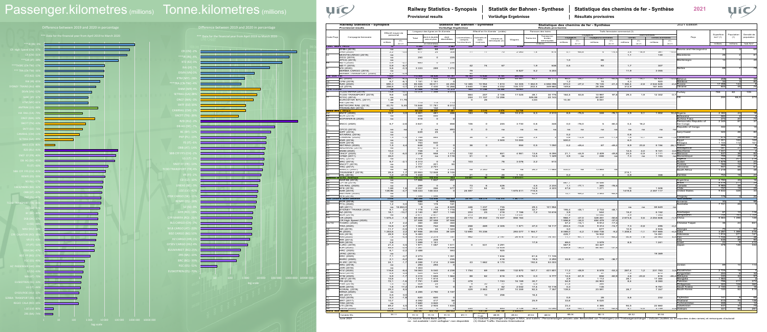# Passenger.kilometres (millions) Tonne.kilometres (millions)

Difference between 2019 and 2020 in percentage

*** Data for the financial year from April 2019 to March 2020

Difference between 2019 and 2020 in percentage

*** Data for the financial year from April 2019 to March 2020

log scale

log scale

## Railway Statistics - Synopsis | Statistik der Bahnen - Synthese | Statistique des chemins de fer - Synthèse

**2021**

Provisional results | Vorläufige Ergebnisse | Résultats provisoires

2021 Edition

June 2021

(1) Source: World Bank (2019) (2) Gesamtkilometer, passenger carriages in MUs, and trailers / Personenwagen (einschl. der Bestandteil von Triebzügen) und Triebwagenanhänger / Voitures (toutes se incorporées à des rames) et remorques d'autorail

na : not available / nicht verfügbar / non disponible (3) Global Traffic: Domestic+International